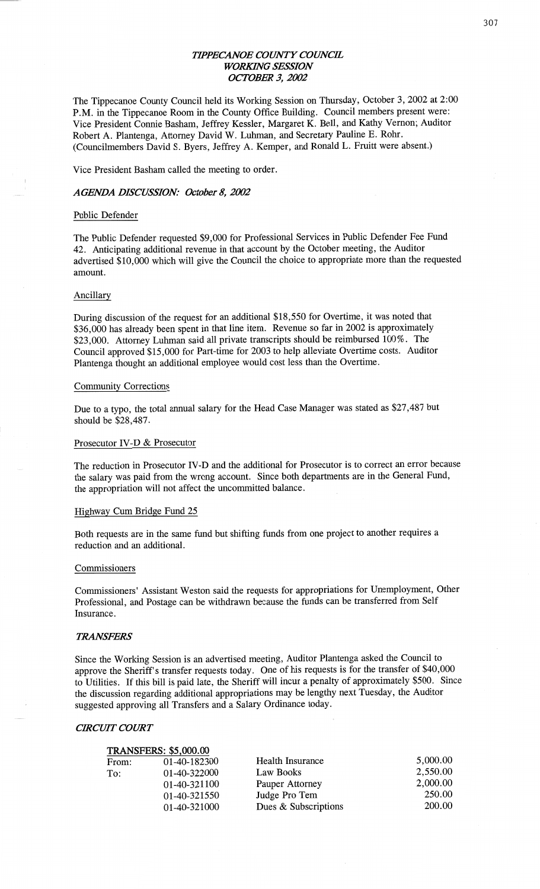# *TIPPECANOE COUNTY COUNCIL WORKING SESSION OCTOBER 3, 2002*

The Tippecanoe County Council held its Working Session on Thursday, October 3, 2002 at 2:00 P.M. in the Tippecanoe Room in the County Office Building. Council members present were: Vice President Connie Basham, Jeffrey Kessler, Margaret K. Bell, and Kathy Vernon; Auditor Robert A. Plantenga, Attorney David W. Luhman, and Secretary Pauline E. Rohr. (Councilmembers David S. Byers, Jeffrey A. Kemper, and Ronald L. Fruitt were absent.)

Vice President Basham called the meeting to order.

## *AGENDA DISCUSSION: October 8, 2002*

Public Defender

The Public Defender requested $9,000 for Professional Services in Public Defender Fee Fund 42. Anticipating additional revenue in that account by the October meeting, the Auditor advertised $10,000 which will give the Council the choice to appropriate more than the requested amount.

Ancillary

During discussion of the request for an additional $18,550 for Overtime, it was noted that $36,000 has already been spent in that line item. Revenue so far in 2002 is approximately $23,000. Attorney Luhman said all private transcripts should be reimbursed 100%. The Council approved $15,000 for Part-time for 2003 to help alleviate Overtime costs. Auditor Plantenga thought an additional employee would cost less than the Overtime.

Community Corrections

Due to a typo, the total annual salary for the Head Case Manager was stated as $27,487 but should be $28,487.

Prosecutor IV-D & Prosecutor

The reduction in Prosecutor IV-D and the additional for Prosecutor is to correct an error because the salary was paid from the wrong account. Since both departments are in the General Fund, the appropriation will not affect the uncommitted balance.

Highway Cum Bridge Fund 25

Both requests are in the same fund but shifting funds from one project to another requires a reduction and an additional.

Commissioners

Commissioners' Assistant Weston said the requests for appropriations for Unemployment, Other Professional, and Postage can be withdrawn because the funds can be transferred from Self Insurance.

## *TRANSFERS*

Since the Working Session is an advertised meeting, Auditor Plantenga asked the Council to approve the Sheriff's transfer requests today. One of his requests is for the transfer of $40,000 to Utilities. If this bill is paid late, the Sheriff will incur a penalty of approximately $500. Since the discussion regarding additional appropriations may be lengthy next Tuesday, the Auditor suggested approving all Transfers and a Salary Ordinance today.

## *CIRCUIT COURT*

**TRANSFERS: $5,000.00**

| | | | |
|---|---|---|---|
| From: | 01-40-182300 | Health Insurance | 5,000.00 |
| To: | 01-40-322000 | Law Books | 2,550.00 |
| | 01-40-321100 | Pauper Attorney | 2,000.00 |
| | 01-40-321550 | Judge Pro Tem | 250.00 |
| | 01-40-321000 | Dues & Subscriptions | 200.00 |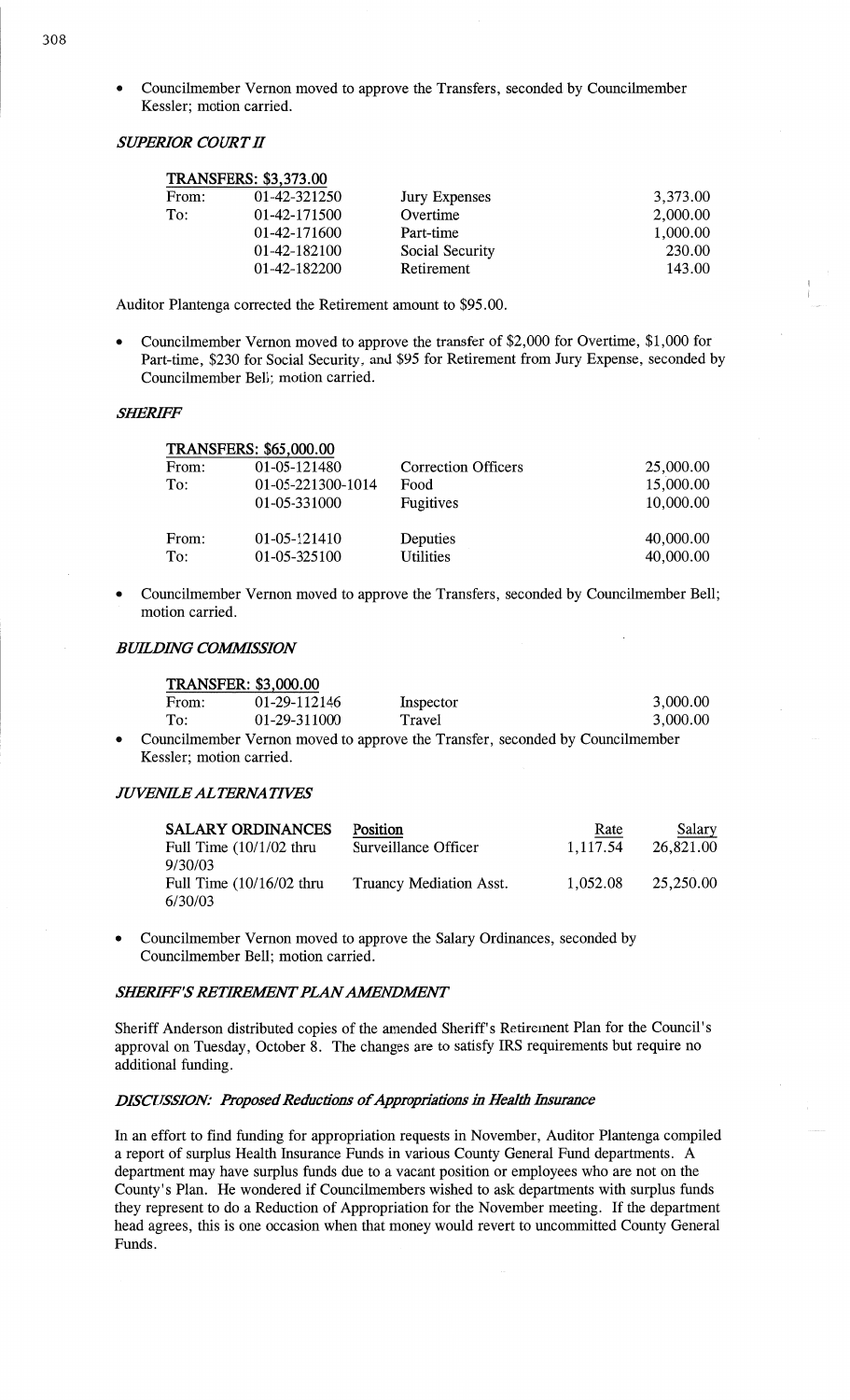- Councilmember Vernon moved to approve the Transfers, seconded by Councilmember Kessler; motion carried.

### *SUPERIOR COURT II*

| TRANSFERS: $3,373.00 | | | |
|---|---|---|---|
| From: | 01-42-321250 | Jury Expenses | 3,373.00 |
| To: | 01-42-171500 | Overtime | 2,000.00 |
| | 01-42-171600 | Part-time | 1,000.00 |
| | 01-42-182100 | Social Security | 230.00 |
| | 01-42-182200 | Retirement | 143.00 |

Auditor Plantenga corrected the Retirement amount to $95.00.

- Councilmember Vernon moved to approve the transfer of $2,000 for Overtime, $1,000 for Part-time, $230 for Social Security, and $95 for Retirement from Jury Expense, seconded by Councilmember Bell; motion carried.

### *SHERIFF*

| TRANSFERS: $65,000.00 | | | |
|---|---|---|---|
| From: | 01-05-121480 | Correction Officers | 25,000.00 |
| To: | 01-05-221300-1014 | Food | 15,000.00 |
| | 01-05-331000 | Fugitives | 10,000.00 |
| | | | |
| From: | 01-05-121410 | Deputies | 40,000.00 |
| To: | 01-05-325100 | Utilities | 40,000.00 |

- Councilmember Vernon moved to approve the Transfers, seconded by Councilmember Bell; motion carried.

### *BUILDING COMMISSION*

| TRANSFER: $3,000.00 | | | |
|---|---|---|---|
| From: | 01-29-112146 | Inspector | 3,000.00 |
| To: | 01-29-311000 | Travel | 3,000.00 |

- Councilmember Vernon moved to approve the Transfer, seconded by Councilmember Kessler; motion carried.

### *JUVENILE ALTERNATIVES*

| SALARY ORDINANCES | Position | Rate | Salary |
|---|---|---|---|
| Full Time (10/1/02 thru 9/30/03 | Surveillance Officer | 1,117.54 | 26,821.00 |
| Full Time (10/16/02 thru 6/30/03 | Truancy Mediation Asst. | 1,052.08 | 25,250.00 |

- Councilmember Vernon moved to approve the Salary Ordinances, seconded by Councilmember Bell; motion carried.

### *SHERIFF'S RETIREMENT PLAN AMENDMENT*

Sheriff Anderson distributed copies of the amended Sheriff's Retirement Plan for the Council's approval on Tuesday, October 8. The changes are to satisfy IRS requirements but require no additional funding.

### *DISCUSSION: Proposed Reductions of Appropriations in Health Insurance*

In an effort to find funding for appropriation requests in November, Auditor Plantenga compiled a report of surplus Health Insurance Funds in various County General Fund departments. A department may have surplus funds due to a vacant position or employees who are not on the County's Plan. He wondered if Councilmembers wished to ask departments with surplus funds they represent to do a Reduction of Appropriation for the November meeting. If the department head agrees, this is one occasion when that money would revert to uncommitted County General Funds.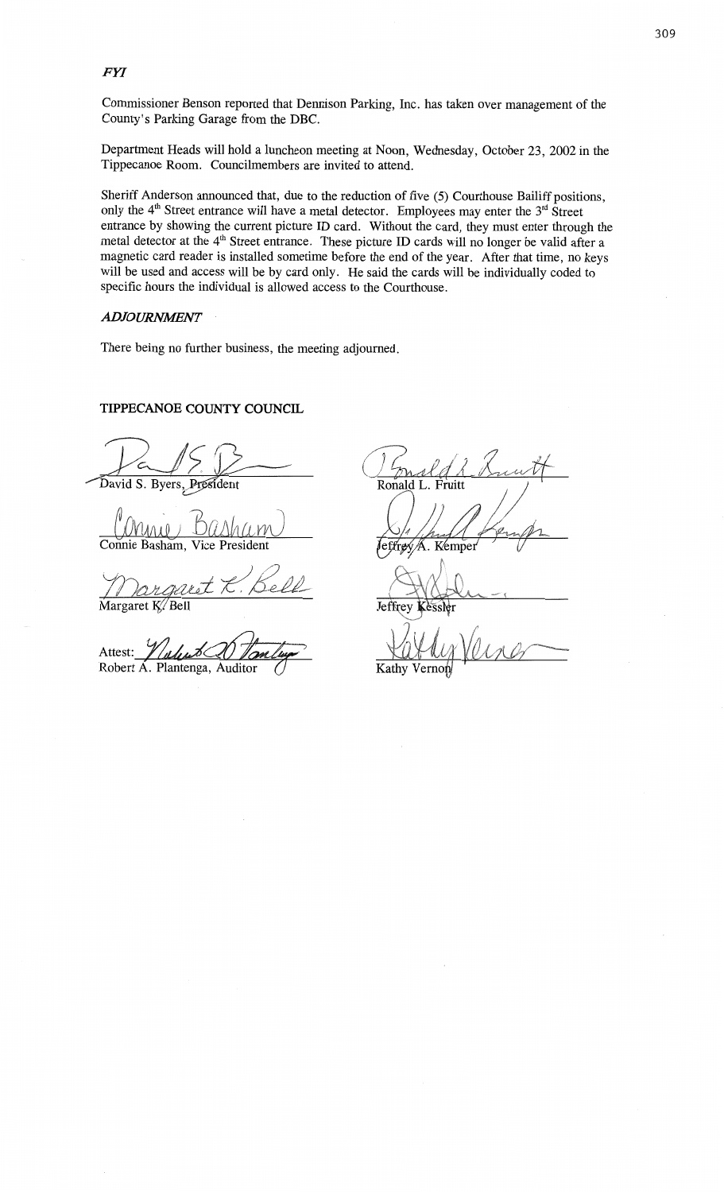### *FYI*

Commissioner Benson reported that Dennison Parking, Inc. has taken over management of the County's Parking Garage from the DBC.

Department Heads will hold a luncheon meeting at Noon, Wednesday, October 23, 2002 in the Tippecanoe Room. Councilmembers are invited to attend.

Sheriff Anderson announced that, due to the reduction of five (5) Courthouse Bailiff positions, only the 4th Street entrance will have a metal detector. Employees may enter the 3rd Street entrance by showing the current picture ID card. Without the card, they must enter through the metal detector at the 4th Street entrance. These picture ID cards will no longer be valid after a magnetic card reader is installed sometime before the end of the year. After that time, no keys will be used and access will be by card only. He said the cards will be individually coded to specific hours the individual is allowed access to the Courthouse.

### *ADJOURNMENT*

There being no further business, the meeting adjourned.

**TIPPECANOE COUNTY COUNCIL**

| | |
|---|---|
| David S. Byers, President | Ronald L. Fruitt |
| Connie Basham, Vice President | Jeffrey A. Kemper |
| Margaret K. Bell | Jeffrey Kessler |
| Attest: Robert A. Plantenga, Auditor | Kathy Vernon |